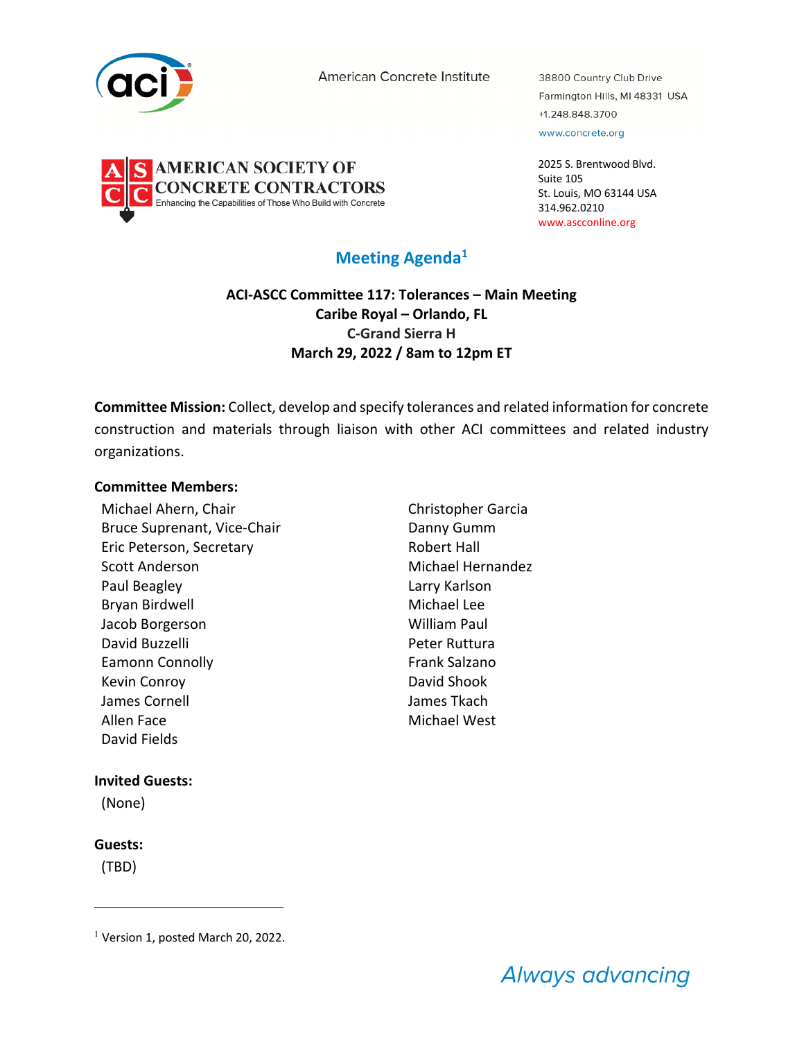American Concrete Institute

38800 Country Club Drive
Farmington Hills, MI 48331 USA
+1.248.848.3700
www.concrete.org

AMERICAN SOCIETY OF CONCRETE CONTRACTORS
Enhancing the Capabilities of Those Who Build with Concrete

2025 S. Brentwood Blvd.
Suite 105
St. Louis, MO 63144 USA
314.962.0210
www.ascconline.org

# Meeting Agenda[1]

**ACI-ASCC Committee 117: Tolerances – Main Meeting**
**Caribe Royal – Orlando, FL**
**C-Grand Sierra H**
**March 29, 2022 / 8am to 12pm ET**

**Committee Mission:** Collect, develop and specify tolerances and related information for concrete construction and materials through liaison with other ACI committees and related industry organizations.

**Committee Members:**

Michael Ahern, Chair
Bruce Suprenant, Vice-Chair
Eric Peterson, Secretary
Scott Anderson
Paul Beagley
Bryan Birdwell
Jacob Borgerson
David Buzzelli
Eamonn Connolly
Kevin Conroy
James Cornell
Allen Face
David Fields
Christopher Garcia
Danny Gumm
Robert Hall
Michael Hernandez
Larry Karlson
Michael Lee
William Paul
Peter Ruttura
Frank Salzano
David Shook
James Tkach
Michael West

**Invited Guests:**

(None)

**Guests:**

(TBD)

[1] Version 1, posted March 20, 2022.

*Always advancing*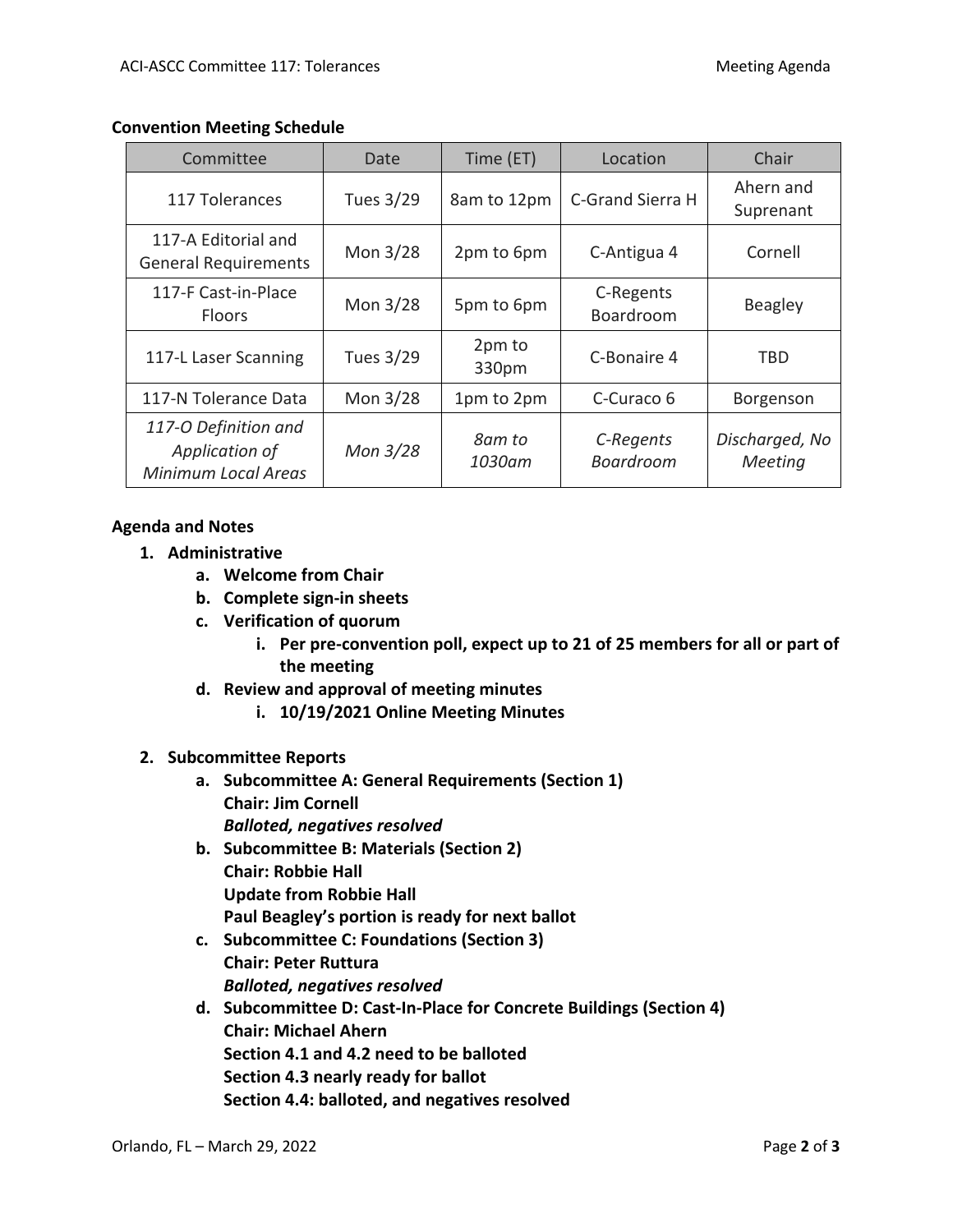**Convention Meeting Schedule**

| Committee | Date | Time (ET) | Location | Chair |
|---|---|---|---|---|
| 117 Tolerances | Tues 3/29 | 8am to 12pm | C-Grand Sierra H | Ahern and Suprenant |
| 117-A Editorial and General Requirements | Mon 3/28 | 2pm to 6pm | C-Antigua 4 | Cornell |
| 117-F Cast-in-Place Floors | Mon 3/28 | 5pm to 6pm | C-Regents Boardroom | Beagley |
| 117-L Laser Scanning | Tues 3/29 | 2pm to 330pm | C-Bonaire 4 | TBD |
| 117-N Tolerance Data | Mon 3/28 | 1pm to 2pm | C-Curaco 6 | Borgenson |
| *117-O Definition and Application of Minimum Local Areas* | *Mon 3/28* | *8am to 1030am* | *C-Regents Boardroom* | *Discharged, No Meeting* |

**Agenda and Notes**

1. **Administrative**
   a. **Welcome from Chair**
   b. **Complete sign-in sheets**
   c. **Verification of quorum**
      i. **Per pre-convention poll, expect up to 21 of 25 members for all or part of the meeting**
   d. **Review and approval of meeting minutes**
      i. **10/19/2021 Online Meeting Minutes**

2. **Subcommittee Reports**
   a. **Subcommittee A: General Requirements (Section 1)**
      **Chair: Jim Cornell**
      ***Balloted, negatives resolved***
   b. **Subcommittee B: Materials (Section 2)**
      **Chair: Robbie Hall**
      **Update from Robbie Hall**
      **Paul Beagley's portion is ready for next ballot**
   c. **Subcommittee C: Foundations (Section 3)**
      **Chair: Peter Ruttura**
      ***Balloted, negatives resolved***
   d. **Subcommittee D: Cast-In-Place for Concrete Buildings (Section 4)**
      **Chair: Michael Ahern**
      **Section 4.1 and 4.2 need to be balloted**
      **Section 4.3 nearly ready for ballot**
      **Section 4.4: balloted, and negatives resolved**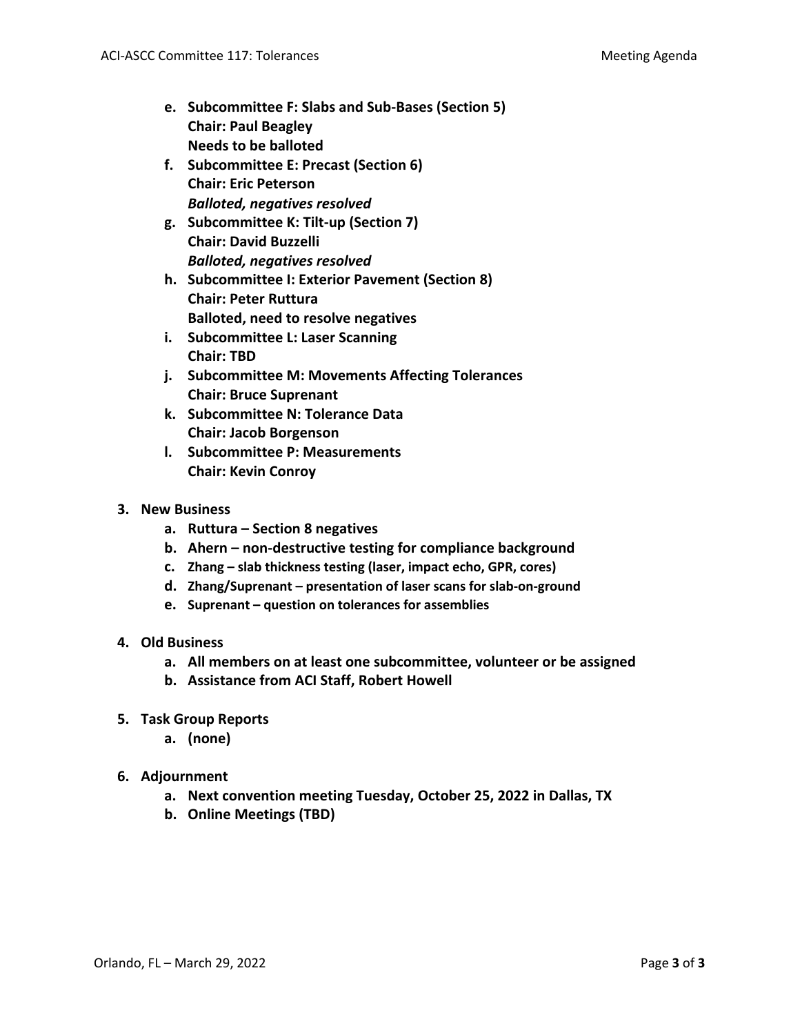- e. **Subcommittee F: Slabs and Sub-Bases (Section 5)**
  **Chair: Paul Beagley**
  **Needs to be balloted**
- f. **Subcommittee E: Precast (Section 6)**
  **Chair: Eric Peterson**
  ***Balloted, negatives resolved***
- g. **Subcommittee K: Tilt-up (Section 7)**
  **Chair: David Buzzelli**
  ***Balloted, negatives resolved***
- h. **Subcommittee I: Exterior Pavement (Section 8)**
  **Chair: Peter Ruttura**
  **Balloted, need to resolve negatives**
- i. **Subcommittee L: Laser Scanning**
  **Chair: TBD**
- j. **Subcommittee M: Movements Affecting Tolerances**
  **Chair: Bruce Suprenant**
- k. **Subcommittee N: Tolerance Data**
  **Chair: Jacob Borgenson**
- l. **Subcommittee P: Measurements**
  **Chair: Kevin Conroy**

**3. New Business**

- a. **Ruttura – Section 8 negatives**
- b. **Ahern – non-destructive testing for compliance background**
- c. **Zhang – slab thickness testing (laser, impact echo, GPR, cores)**
- d. **Zhang/Suprenant – presentation of laser scans for slab-on-ground**
- e. **Suprenant – question on tolerances for assemblies**

**4. Old Business**

- a. **All members on at least one subcommittee, volunteer or be assigned**
- b. **Assistance from ACI Staff, Robert Howell**

**5. Task Group Reports**

- a. **(none)**

**6. Adjournment**

- a. **Next convention meeting Tuesday, October 25, 2022 in Dallas, TX**
- b. **Online Meetings (TBD)**